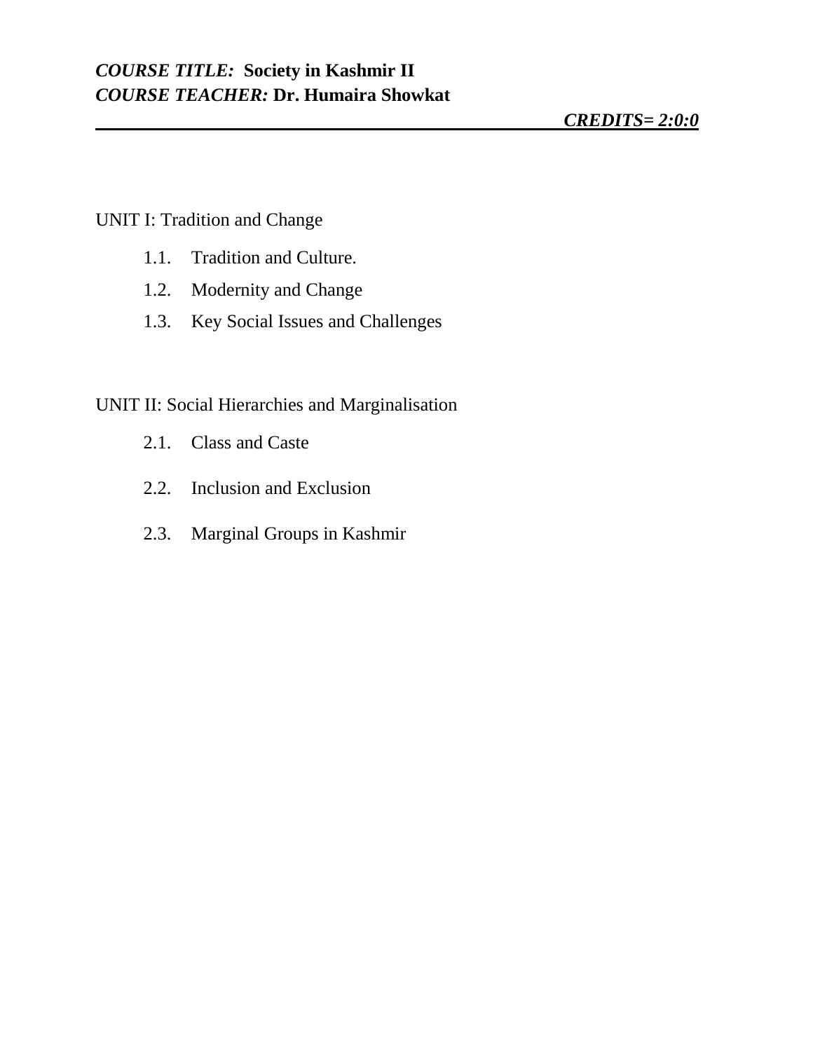***COURSE TITLE:* Society in Kashmir II**
***COURSE TEACHER:* Dr. Humaira Showkat**

***CREDITS= 2:0:0***

---

UNIT I: Tradition and Change

1.1. Tradition and Culture.
1.2. Modernity and Change
1.3. Key Social Issues and Challenges

UNIT II: Social Hierarchies and Marginalisation

2.1. Class and Caste
2.2. Inclusion and Exclusion
2.3. Marginal Groups in Kashmir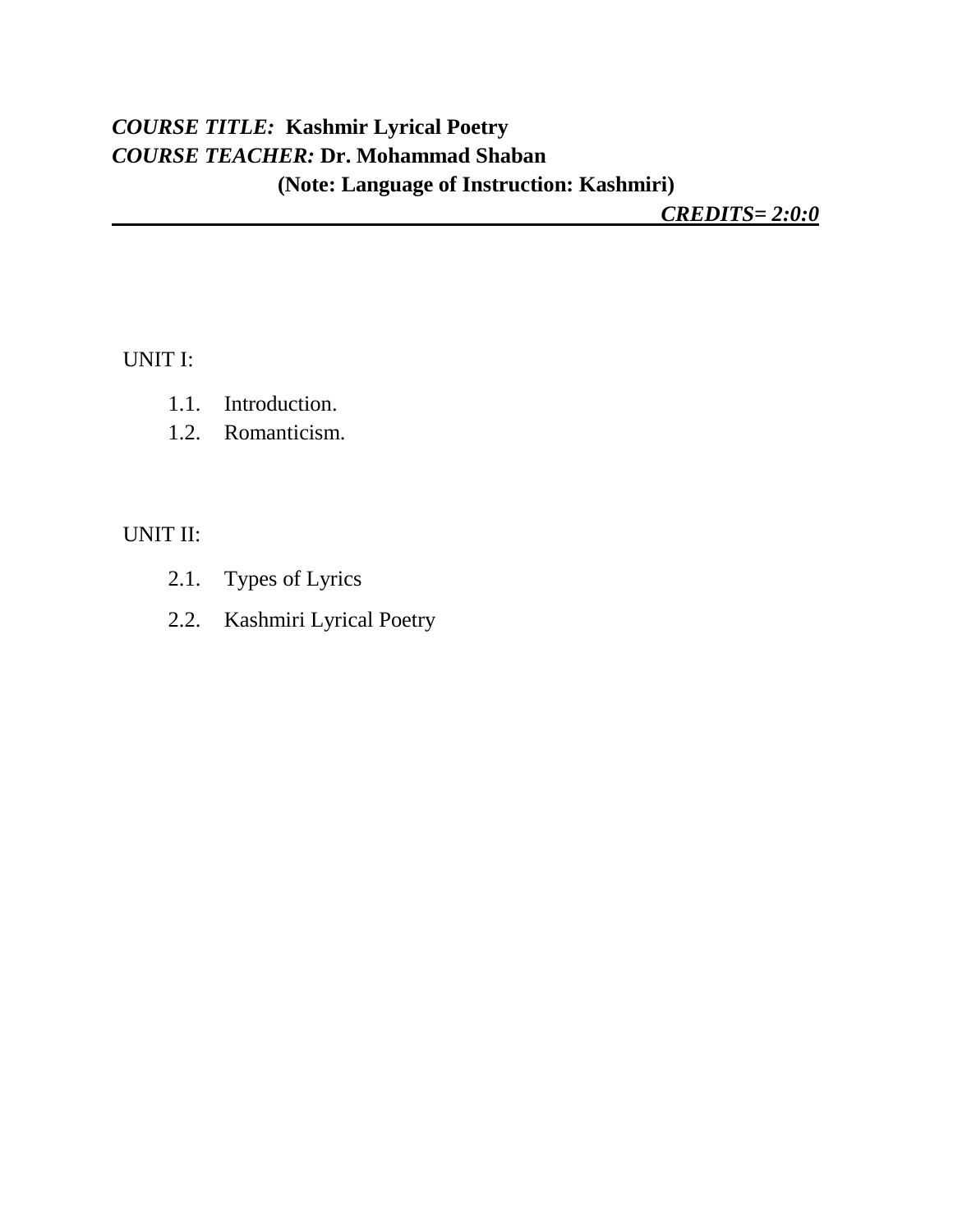***COURSE TITLE:*** **Kashmir Lyrical Poetry**
***COURSE TEACHER:*** **Dr. Mohammad Shaban**

**(Note: Language of Instruction: Kashmiri)**

***CREDITS= 2:0:0***

---

UNIT I:

1.1. Introduction.
1.2. Romanticism.

UNIT II:

2.1. Types of Lyrics
2.2. Kashmiri Lyrical Poetry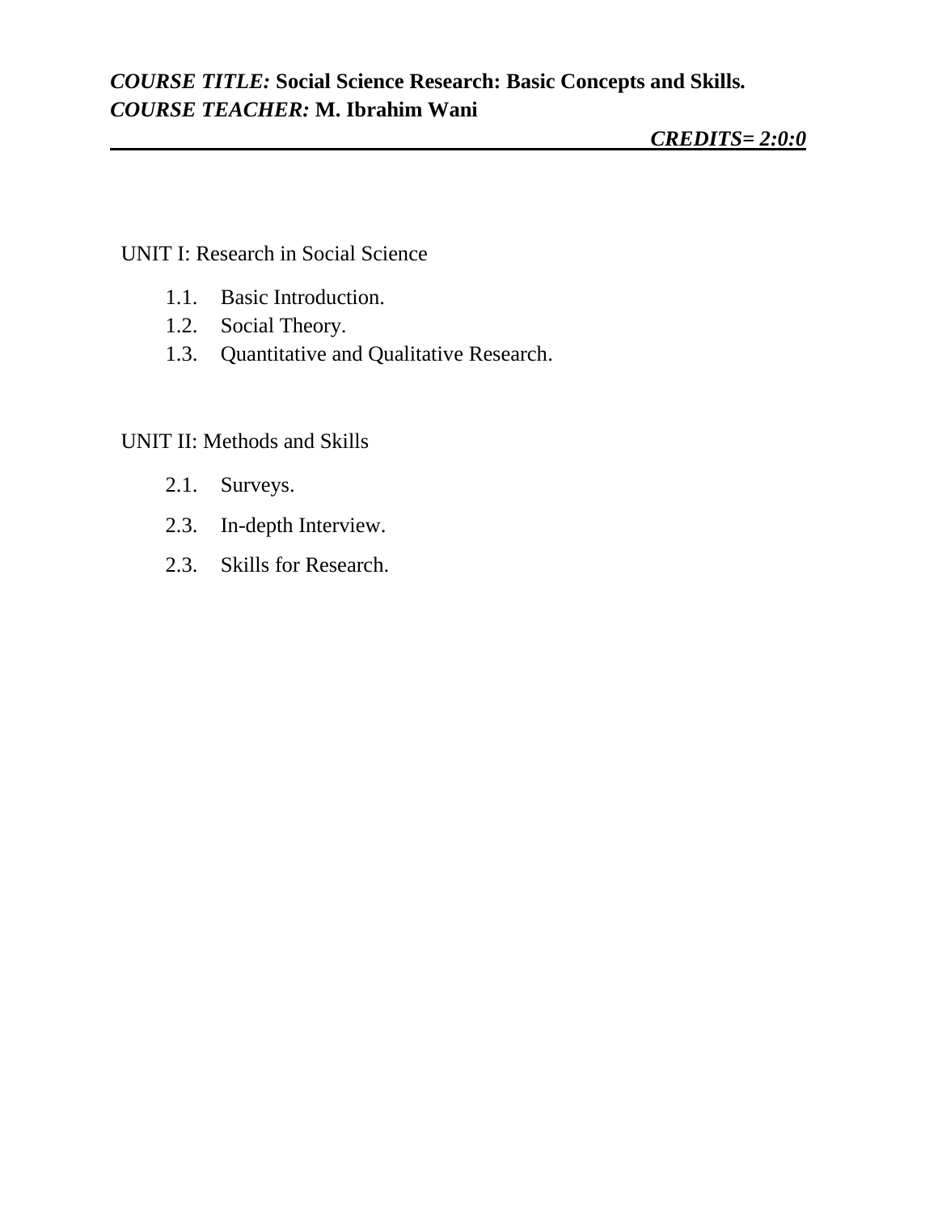***COURSE TITLE:*** **Social Science Research: Basic Concepts and Skills.**
***COURSE TEACHER:*** **M. Ibrahim Wani**

***CREDITS= 2:0:0***

---

UNIT I: Research in Social Science

1.1. Basic Introduction.
1.2. Social Theory.
1.3. Quantitative and Qualitative Research.

UNIT II: Methods and Skills

2.1. Surveys.
2.3. In-depth Interview.
2.3. Skills for Research.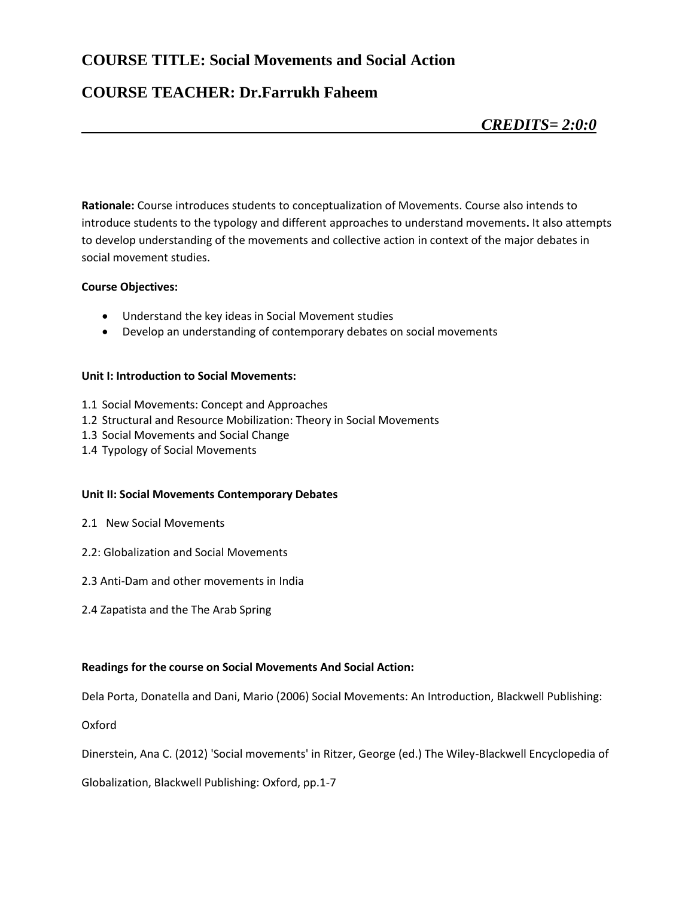## COURSE TITLE: Social Movements and Social Action

## COURSE TEACHER: Dr.Farrukh Faheem

***CREDITS= 2:0:0***

---

**Rationale:** Course introduces students to conceptualization of Movements. Course also intends to introduce students to the typology and different approaches to understand movements**.** It also attempts to develop understanding of the movements and collective action in context of the major debates in social movement studies.

**Course Objectives:**

- Understand the key ideas in Social Movement studies
- Develop an understanding of contemporary debates on social movements

**Unit I: Introduction to Social Movements:**

1.1 Social Movements: Concept and Approaches
1.2 Structural and Resource Mobilization: Theory in Social Movements
1.3 Social Movements and Social Change
1.4 Typology of Social Movements

**Unit II: Social Movements Contemporary Debates**

2.1 New Social Movements

2.2: Globalization and Social Movements

2.3 Anti-Dam and other movements in India

2.4 Zapatista and the The Arab Spring

**Readings for the course on Social Movements And Social Action:**

Dela Porta, Donatella and Dani, Mario (2006) Social Movements: An Introduction, Blackwell Publishing: Oxford

Dinerstein, Ana C. (2012) 'Social movements' in Ritzer, George (ed.) The Wiley-Blackwell Encyclopedia of Globalization, Blackwell Publishing: Oxford, pp.1-7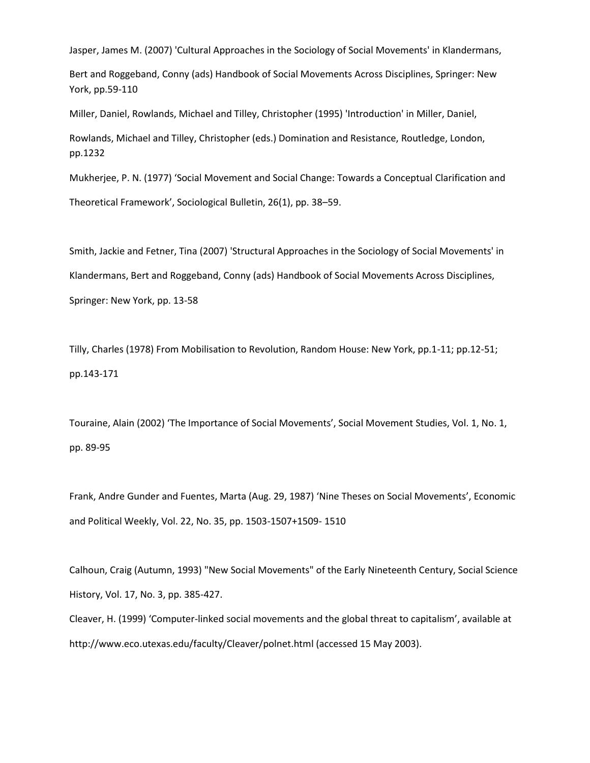Jasper, James M. (2007) 'Cultural Approaches in the Sociology of Social Movements' in Klandermans, Bert and Roggeband, Conny (ads) Handbook of Social Movements Across Disciplines, Springer: New York, pp.59-110

Miller, Daniel, Rowlands, Michael and Tilley, Christopher (1995) 'Introduction' in Miller, Daniel, Rowlands, Michael and Tilley, Christopher (eds.) Domination and Resistance, Routledge, London, pp.1232

Mukherjee, P. N. (1977) 'Social Movement and Social Change: Towards a Conceptual Clarification and Theoretical Framework', Sociological Bulletin, 26(1), pp. 38–59.

Smith, Jackie and Fetner, Tina (2007) 'Structural Approaches in the Sociology of Social Movements' in Klandermans, Bert and Roggeband, Conny (ads) Handbook of Social Movements Across Disciplines, Springer: New York, pp. 13-58

Tilly, Charles (1978) From Mobilisation to Revolution, Random House: New York, pp.1-11; pp.12-51; pp.143-171

Touraine, Alain (2002) 'The Importance of Social Movements', Social Movement Studies, Vol. 1, No. 1, pp. 89-95

Frank, Andre Gunder and Fuentes, Marta (Aug. 29, 1987) 'Nine Theses on Social Movements', Economic and Political Weekly, Vol. 22, No. 35, pp. 1503-1507+1509- 1510

Calhoun, Craig (Autumn, 1993) "New Social Movements" of the Early Nineteenth Century, Social Science History, Vol. 17, No. 3, pp. 385-427.

Cleaver, H. (1999) 'Computer-linked social movements and the global threat to capitalism', available at http://www.eco.utexas.edu/faculty/Cleaver/polnet.html (accessed 15 May 2003).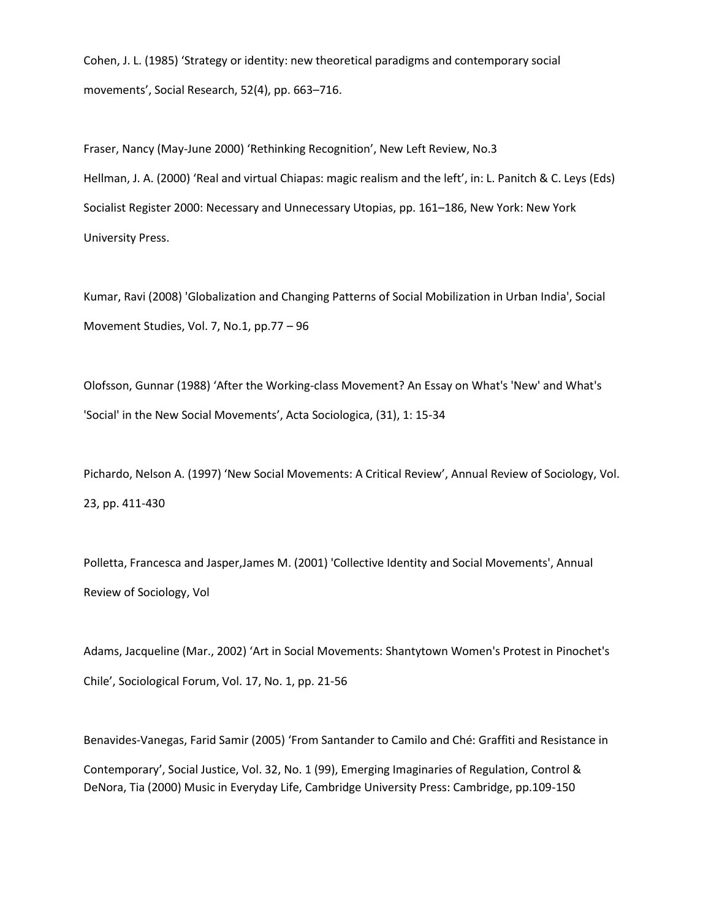Cohen, J. L. (1985) ‘Strategy or identity: new theoretical paradigms and contemporary social movements’, Social Research, 52(4), pp. 663–716.

Fraser, Nancy (May-June 2000) ‘Rethinking Recognition’, New Left Review, No.3

Hellman, J. A. (2000) ‘Real and virtual Chiapas: magic realism and the left’, in: L. Panitch & C. Leys (Eds) Socialist Register 2000: Necessary and Unnecessary Utopias, pp. 161–186, New York: New York University Press.

Kumar, Ravi (2008) 'Globalization and Changing Patterns of Social Mobilization in Urban India', Social Movement Studies, Vol. 7, No.1, pp.77 – 96

Olofsson, Gunnar (1988) ‘After the Working-class Movement? An Essay on What's 'New' and What's 'Social' in the New Social Movements’, Acta Sociologica, (31), 1: 15-34

Pichardo, Nelson A. (1997) ‘New Social Movements: A Critical Review’, Annual Review of Sociology, Vol. 23, pp. 411-430

Polletta, Francesca and Jasper,James M. (2001) 'Collective Identity and Social Movements', Annual Review of Sociology, Vol

Adams, Jacqueline (Mar., 2002) ‘Art in Social Movements: Shantytown Women's Protest in Pinochet's Chile’, Sociological Forum, Vol. 17, No. 1, pp. 21-56

Benavides-Vanegas, Farid Samir (2005) ‘From Santander to Camilo and Ché: Graffiti and Resistance in Contemporary’, Social Justice, Vol. 32, No. 1 (99), Emerging Imaginaries of Regulation, Control &

DeNora, Tia (2000) Music in Everyday Life, Cambridge University Press: Cambridge, pp.109-150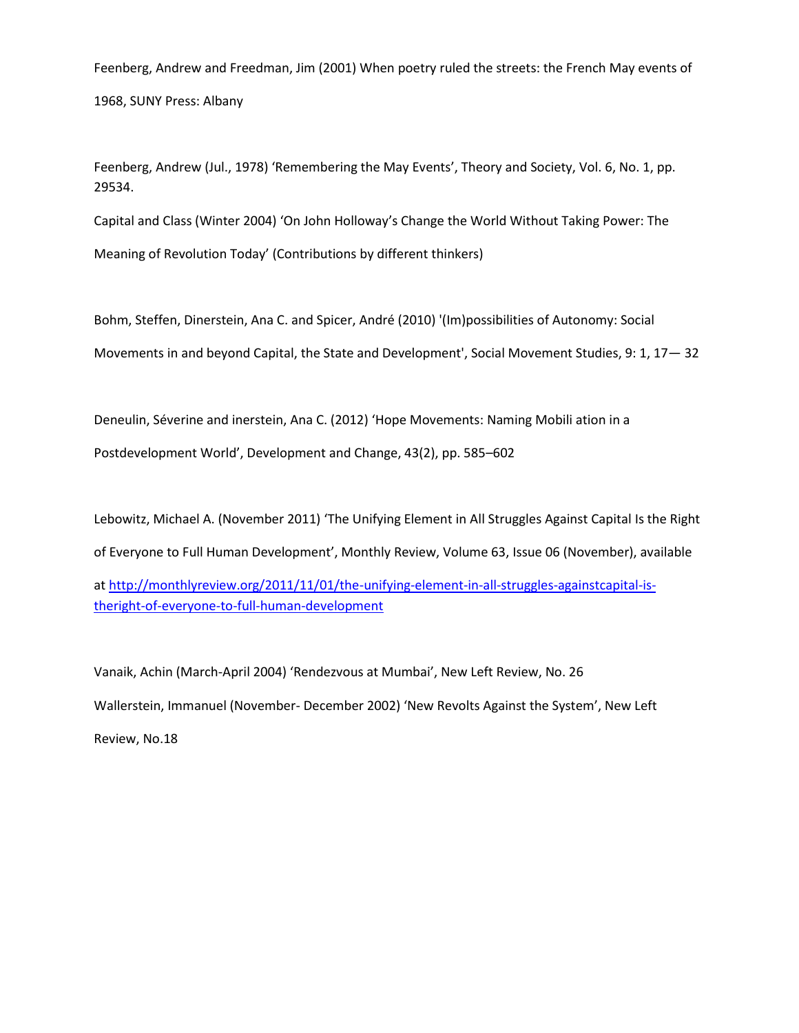Feenberg, Andrew and Freedman, Jim (2001) When poetry ruled the streets: the French May events of 1968, SUNY Press: Albany

Feenberg, Andrew (Jul., 1978) 'Remembering the May Events', Theory and Society, Vol. 6, No. 1, pp. 29534.

Capital and Class (Winter 2004) 'On John Holloway's Change the World Without Taking Power: The Meaning of Revolution Today' (Contributions by different thinkers)

Bohm, Steffen, Dinerstein, Ana C. and Spicer, André (2010) '(Im)possibilities of Autonomy: Social Movements in and beyond Capital, the State and Development', Social Movement Studies, 9: 1, 17— 32

Deneulin, Séverine and inerstein, Ana C. (2012) 'Hope Movements: Naming Mobili ation in a Postdevelopment World', Development and Change, 43(2), pp. 585–602

Lebowitz, Michael A. (November 2011) 'The Unifying Element in All Struggles Against Capital Is the Right of Everyone to Full Human Development', Monthly Review, Volume 63, Issue 06 (November), available at http://monthlyreview.org/2011/11/01/the-unifying-element-in-all-struggles-againstcapital-is-theright-of-everyone-to-full-human-development

Vanaik, Achin (March-April 2004) 'Rendezvous at Mumbai', New Left Review, No. 26

Wallerstein, Immanuel (November- December 2002) 'New Revolts Against the System', New Left Review, No.18